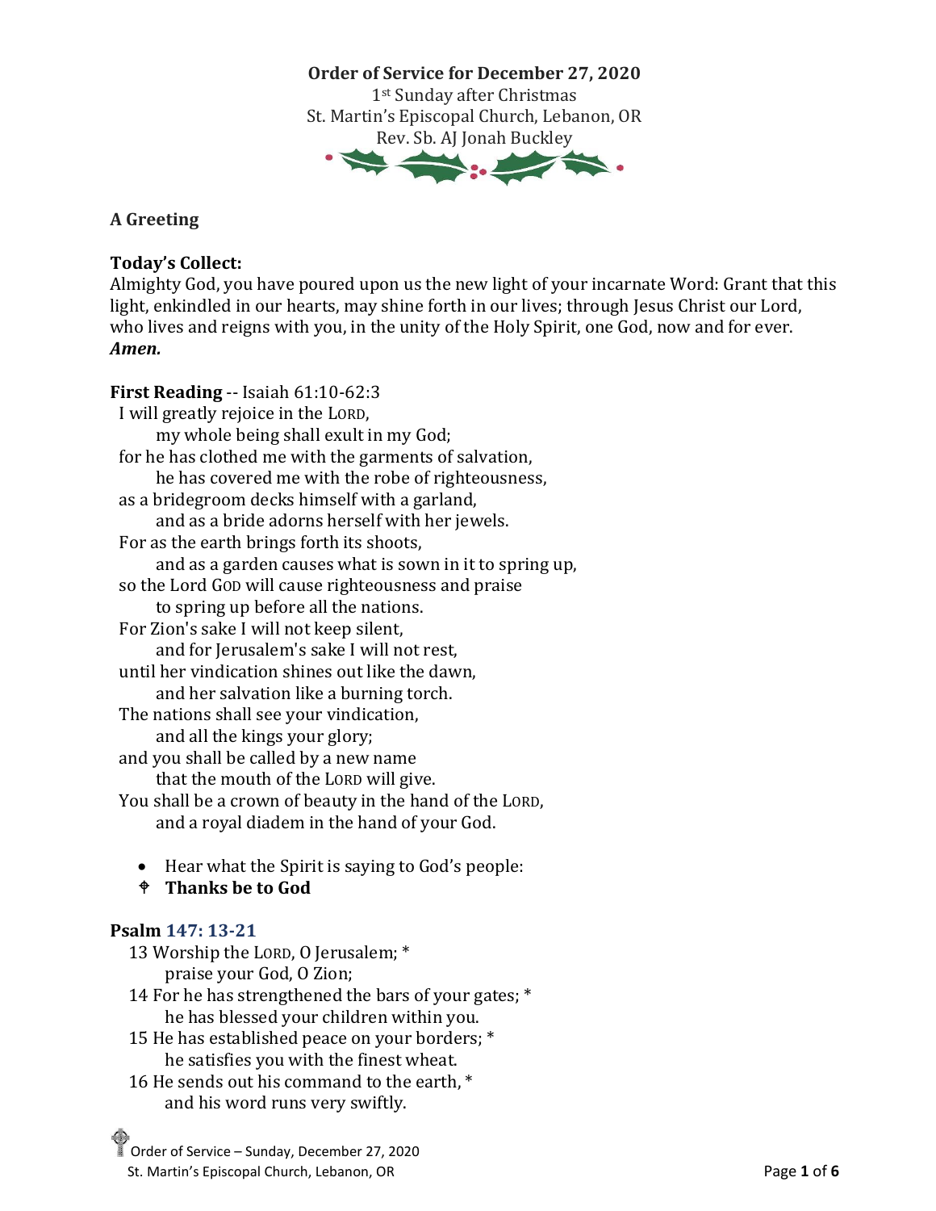# Order of Service for December 27, 2020

1st Sunday after Christmas
St. Martin's Episcopal Church, Lebanon, OR
Rev. Sb. AJ Jonah Buckley

**A Greeting**

**Today's Collect:**
Almighty God, you have poured upon us the new light of your incarnate Word: Grant that this light, enkindled in our hearts, may shine forth in our lives; through Jesus Christ our Lord, who lives and reigns with you, in the unity of the Holy Spirit, one God, now and for ever. ***Amen.***

**First Reading** -- Isaiah 61:10-62:3

I will greatly rejoice in the LORD,
  my whole being shall exult in my God;
for he has clothed me with the garments of salvation,
  he has covered me with the robe of righteousness,
as a bridegroom decks himself with a garland,
  and as a bride adorns herself with her jewels.
For as the earth brings forth its shoots,
  and as a garden causes what is sown in it to spring up,
so the Lord GOD will cause righteousness and praise
  to spring up before all the nations.
For Zion's sake I will not keep silent,
  and for Jerusalem's sake I will not rest,
until her vindication shines out like the dawn,
  and her salvation like a burning torch.
The nations shall see your vindication,
  and all the kings your glory;
and you shall be called by a new name
  that the mouth of the LORD will give.
You shall be a crown of beauty in the hand of the LORD,
  and a royal diadem in the hand of your God.

- Hear what the Spirit is saying to God's people:
- **Thanks be to God**

**Psalm 147: 13-21**

13 Worship the LORD, O Jerusalem; *
  praise your God, O Zion;
14 For he has strengthened the bars of your gates; *
  he has blessed your children within you.
15 He has established peace on your borders; *
  he satisfies you with the finest wheat.
16 He sends out his command to the earth, *
  and his word runs very swiftly.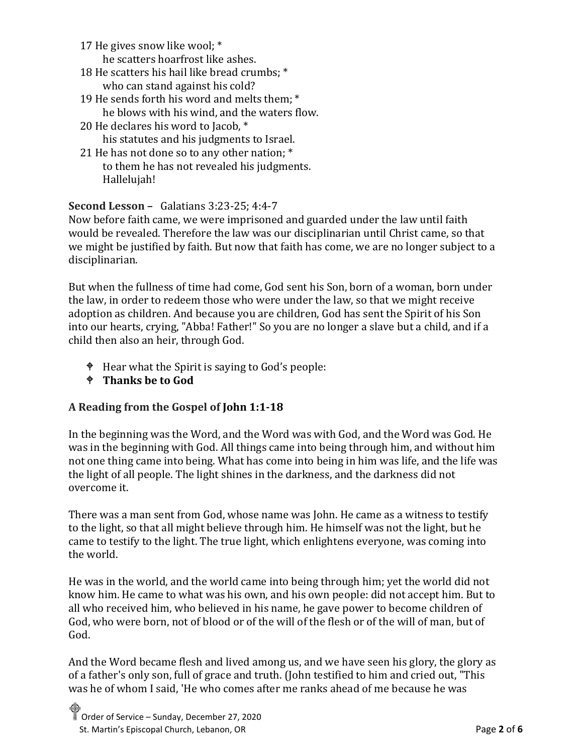17 He gives snow like wool; *
  he scatters hoarfrost like ashes.
18 He scatters his hail like bread crumbs; *
  who can stand against his cold?
19 He sends forth his word and melts them; *
  he blows with his wind, and the waters flow.
20 He declares his word to Jacob, *
  his statutes and his judgments to Israel.
21 He has not done so to any other nation; *
  to them he has not revealed his judgments.
  Hallelujah!

**Second Lesson –** Galatians 3:23-25; 4:4-7

Now before faith came, we were imprisoned and guarded under the law until faith would be revealed. Therefore the law was our disciplinarian until Christ came, so that we might be justified by faith. But now that faith has come, we are no longer subject to a disciplinarian.

But when the fullness of time had come, God sent his Son, born of a woman, born under the law, in order to redeem those who were under the law, so that we might receive adoption as children. And because you are children, God has sent the Spirit of his Son into our hearts, crying, "Abba! Father!" So you are no longer a slave but a child, and if a child then also an heir, through God.

- ☩ Hear what the Spirit is saying to God's people:
- ☩ **Thanks be to God**

**A Reading from the Gospel of John 1:1-18**

In the beginning was the Word, and the Word was with God, and the Word was God. He was in the beginning with God. All things came into being through him, and without him not one thing came into being. What has come into being in him was life, and the life was the light of all people. The light shines in the darkness, and the darkness did not overcome it.

There was a man sent from God, whose name was John. He came as a witness to testify to the light, so that all might believe through him. He himself was not the light, but he came to testify to the light. The true light, which enlightens everyone, was coming into the world.

He was in the world, and the world came into being through him; yet the world did not know him. He came to what was his own, and his own people: did not accept him. But to all who received him, who believed in his name, he gave power to become children of God, who were born, not of blood or of the will of the flesh or of the will of man, but of God.

And the Word became flesh and lived among us, and we have seen his glory, the glory as of a father's only son, full of grace and truth. (John testified to him and cried out, "This was he of whom I said, 'He who comes after me ranks ahead of me because he was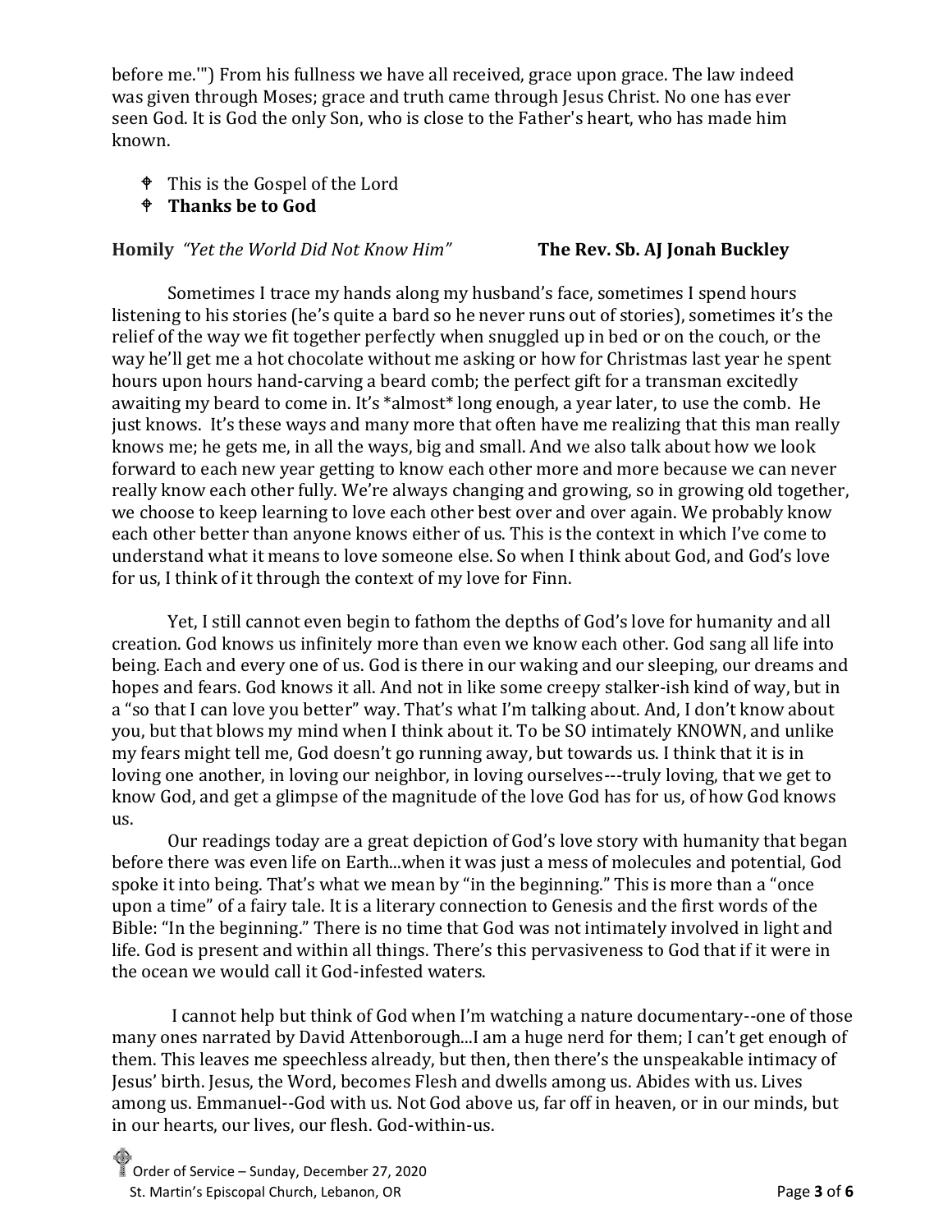before me.'") From his fullness we have all received, grace upon grace. The law indeed was given through Moses; grace and truth came through Jesus Christ. No one has ever seen God. It is God the only Son, who is close to the Father's heart, who has made him known.

- ☩ This is the Gospel of the Lord
- ☩ **Thanks be to God**

**Homily** *"Yet the World Did Not Know Him"* **The Rev. Sb. AJ Jonah Buckley**

Sometimes I trace my hands along my husband's face, sometimes I spend hours listening to his stories (he's quite a bard so he never runs out of stories), sometimes it's the relief of the way we fit together perfectly when snuggled up in bed or on the couch, or the way he'll get me a hot chocolate without me asking or how for Christmas last year he spent hours upon hours hand-carving a beard comb; the perfect gift for a transman excitedly awaiting my beard to come in. It's *almost* long enough, a year later, to use the comb. He just knows. It's these ways and many more that often have me realizing that this man really knows me; he gets me, in all the ways, big and small. And we also talk about how we look forward to each new year getting to know each other more and more because we can never really know each other fully. We're always changing and growing, so in growing old together, we choose to keep learning to love each other best over and over again. We probably know each other better than anyone knows either of us. This is the context in which I've come to understand what it means to love someone else. So when I think about God, and God's love for us, I think of it through the context of my love for Finn.

Yet, I still cannot even begin to fathom the depths of God's love for humanity and all creation. God knows us infinitely more than even we know each other. God sang all life into being. Each and every one of us. God is there in our waking and our sleeping, our dreams and hopes and fears. God knows it all. And not in like some creepy stalker-ish kind of way, but in a "so that I can love you better" way. That's what I'm talking about. And, I don't know about you, but that blows my mind when I think about it. To be SO intimately KNOWN, and unlike my fears might tell me, God doesn't go running away, but towards us. I think that it is in loving one another, in loving our neighbor, in loving ourselves---truly loving, that we get to know God, and get a glimpse of the magnitude of the love God has for us, of how God knows us.

Our readings today are a great depiction of God's love story with humanity that began before there was even life on Earth...when it was just a mess of molecules and potential, God spoke it into being. That's what we mean by "in the beginning." This is more than a "once upon a time" of a fairy tale. It is a literary connection to Genesis and the first words of the Bible: "In the beginning." There is no time that God was not intimately involved in light and life. God is present and within all things. There's this pervasiveness to God that if it were in the ocean we would call it God-infested waters.

I cannot help but think of God when I'm watching a nature documentary--one of those many ones narrated by David Attenborough...I am a huge nerd for them; I can't get enough of them. This leaves me speechless already, but then, then there's the unspeakable intimacy of Jesus' birth. Jesus, the Word, becomes Flesh and dwells among us. Abides with us. Lives among us. Emmanuel--God with us. Not God above us, far off in heaven, or in our minds, but in our hearts, our lives, our flesh. God-within-us.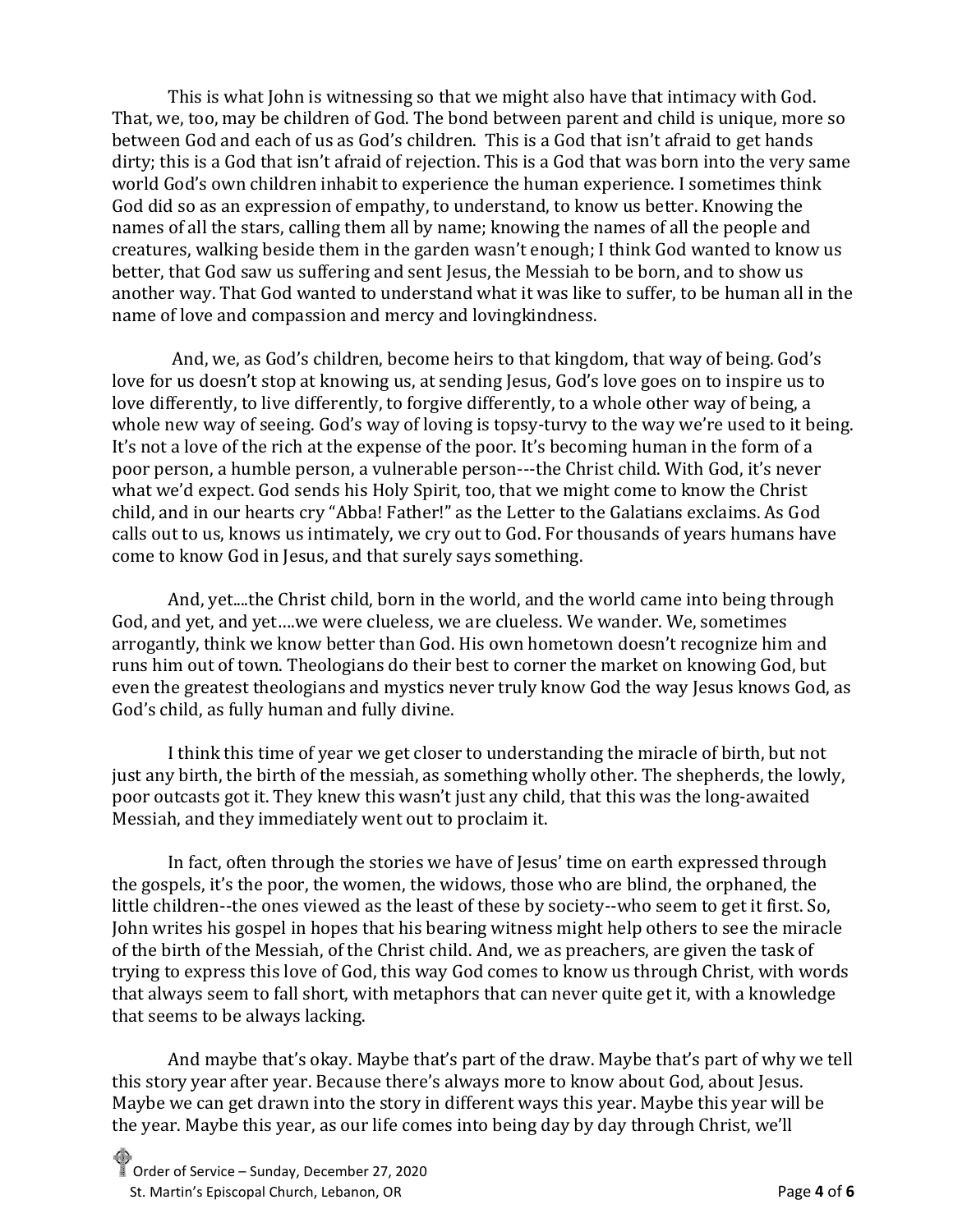This is what John is witnessing so that we might also have that intimacy with God. That, we, too, may be children of God. The bond between parent and child is unique, more so between God and each of us as God's children. This is a God that isn't afraid to get hands dirty; this is a God that isn't afraid of rejection. This is a God that was born into the very same world God's own children inhabit to experience the human experience. I sometimes think God did so as an expression of empathy, to understand, to know us better. Knowing the names of all the stars, calling them all by name; knowing the names of all the people and creatures, walking beside them in the garden wasn't enough; I think God wanted to know us better, that God saw us suffering and sent Jesus, the Messiah to be born, and to show us another way. That God wanted to understand what it was like to suffer, to be human all in the name of love and compassion and mercy and lovingkindness.

And, we, as God's children, become heirs to that kingdom, that way of being. God's love for us doesn't stop at knowing us, at sending Jesus, God's love goes on to inspire us to love differently, to live differently, to forgive differently, to a whole other way of being, a whole new way of seeing. God's way of loving is topsy-turvy to the way we're used to it being. It's not a love of the rich at the expense of the poor. It's becoming human in the form of a poor person, a humble person, a vulnerable person---the Christ child. With God, it's never what we'd expect. God sends his Holy Spirit, too, that we might come to know the Christ child, and in our hearts cry "Abba! Father!" as the Letter to the Galatians exclaims. As God calls out to us, knows us intimately, we cry out to God. For thousands of years humans have come to know God in Jesus, and that surely says something.

And, yet....the Christ child, born in the world, and the world came into being through God, and yet, and yet….we were clueless, we are clueless. We wander. We, sometimes arrogantly, think we know better than God. His own hometown doesn't recognize him and runs him out of town. Theologians do their best to corner the market on knowing God, but even the greatest theologians and mystics never truly know God the way Jesus knows God, as God's child, as fully human and fully divine.

I think this time of year we get closer to understanding the miracle of birth, but not just any birth, the birth of the messiah, as something wholly other. The shepherds, the lowly, poor outcasts got it. They knew this wasn't just any child, that this was the long-awaited Messiah, and they immediately went out to proclaim it.

In fact, often through the stories we have of Jesus' time on earth expressed through the gospels, it's the poor, the women, the widows, those who are blind, the orphaned, the little children--the ones viewed as the least of these by society--who seem to get it first. So, John writes his gospel in hopes that his bearing witness might help others to see the miracle of the birth of the Messiah, of the Christ child. And, we as preachers, are given the task of trying to express this love of God, this way God comes to know us through Christ, with words that always seem to fall short, with metaphors that can never quite get it, with a knowledge that seems to be always lacking.

And maybe that's okay. Maybe that's part of the draw. Maybe that's part of why we tell this story year after year. Because there's always more to know about God, about Jesus. Maybe we can get drawn into the story in different ways this year. Maybe this year will be the year. Maybe this year, as our life comes into being day by day through Christ, we'll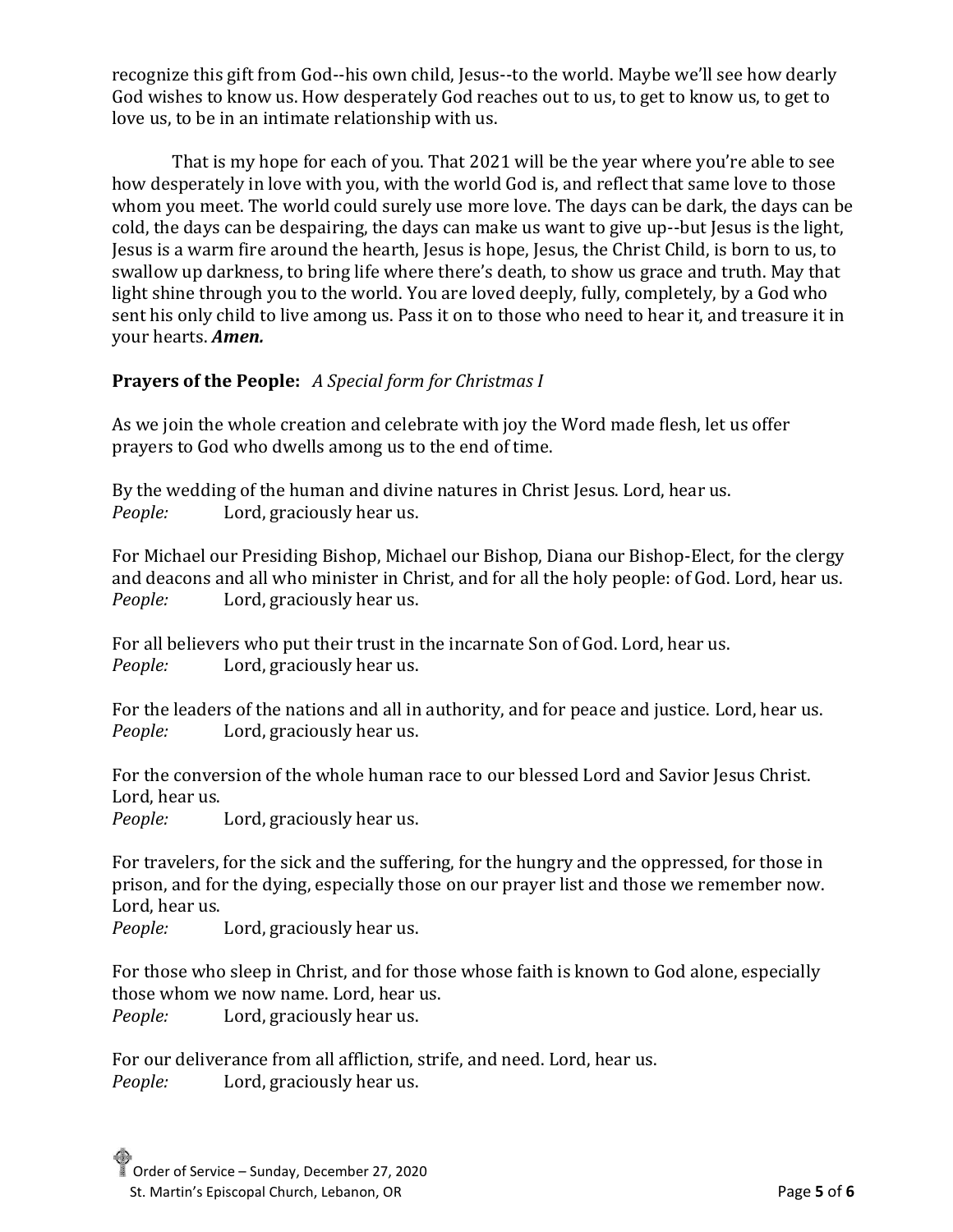recognize this gift from God--his own child, Jesus--to the world. Maybe we'll see how dearly God wishes to know us. How desperately God reaches out to us, to get to know us, to get to love us, to be in an intimate relationship with us.

That is my hope for each of you. That 2021 will be the year where you're able to see how desperately in love with you, with the world God is, and reflect that same love to those whom you meet. The world could surely use more love. The days can be dark, the days can be cold, the days can be despairing, the days can make us want to give up--but Jesus is the light, Jesus is a warm fire around the hearth, Jesus is hope, Jesus, the Christ Child, is born to us, to swallow up darkness, to bring life where there's death, to show us grace and truth. May that light shine through you to the world. You are loved deeply, fully, completely, by a God who sent his only child to live among us. Pass it on to those who need to hear it, and treasure it in your hearts. ***Amen.***

**Prayers of the People:** *A Special form for Christmas I*

As we join the whole creation and celebrate with joy the Word made flesh, let us offer prayers to God who dwells among us to the end of time.

By the wedding of the human and divine natures in Christ Jesus. Lord, hear us.
*People:* Lord, graciously hear us.

For Michael our Presiding Bishop, Michael our Bishop, Diana our Bishop-Elect, for the clergy and deacons and all who minister in Christ, and for all the holy people: of God. Lord, hear us.
*People:* Lord, graciously hear us.

For all believers who put their trust in the incarnate Son of God. Lord, hear us.
*People:* Lord, graciously hear us.

For the leaders of the nations and all in authority, and for peace and justice. Lord, hear us.
*People:* Lord, graciously hear us.

For the conversion of the whole human race to our blessed Lord and Savior Jesus Christ. Lord, hear us.
*People:* Lord, graciously hear us.

For travelers, for the sick and the suffering, for the hungry and the oppressed, for those in prison, and for the dying, especially those on our prayer list and those we remember now. Lord, hear us.
*People:* Lord, graciously hear us.

For those who sleep in Christ, and for those whose faith is known to God alone, especially those whom we now name. Lord, hear us.
*People:* Lord, graciously hear us.

For our deliverance from all affliction, strife, and need. Lord, hear us.
*People:* Lord, graciously hear us.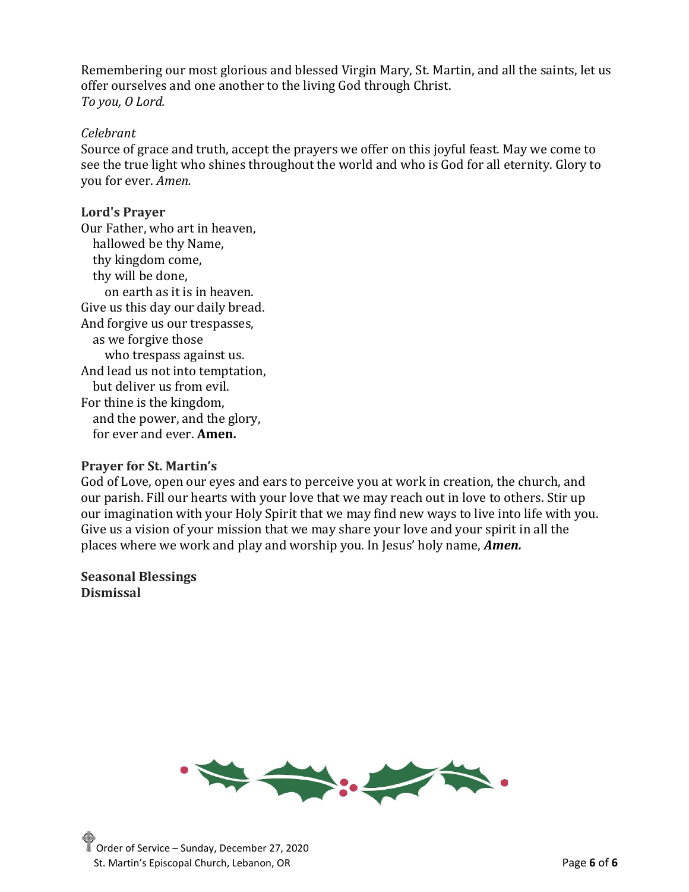Remembering our most glorious and blessed Virgin Mary, St. Martin, and all the saints, let us offer ourselves and one another to the living God through Christ.
*To you, O Lord.*

*Celebrant*
Source of grace and truth, accept the prayers we offer on this joyful feast. May we come to see the true light who shines throughout the world and who is God for all eternity. Glory to you for ever. *Amen.*

**Lord's Prayer**

Our Father, who art in heaven,
hallowed be thy Name,
thy kingdom come,
thy will be done,
on earth as it is in heaven.
Give us this day our daily bread.
And forgive us our trespasses,
as we forgive those
who trespass against us.
And lead us not into temptation,
but deliver us from evil.
For thine is the kingdom,
and the power, and the glory,
for ever and ever. **Amen.**

**Prayer for St. Martin's**

God of Love, open our eyes and ears to perceive you at work in creation, the church, and our parish. Fill our hearts with your love that we may reach out in love to others. Stir up our imagination with your Holy Spirit that we may find new ways to live into life with you. Give us a vision of your mission that we may share your love and your spirit in all the places where we work and play and worship you. In Jesus' holy name, ***Amen.***

**Seasonal Blessings**
**Dismissal**